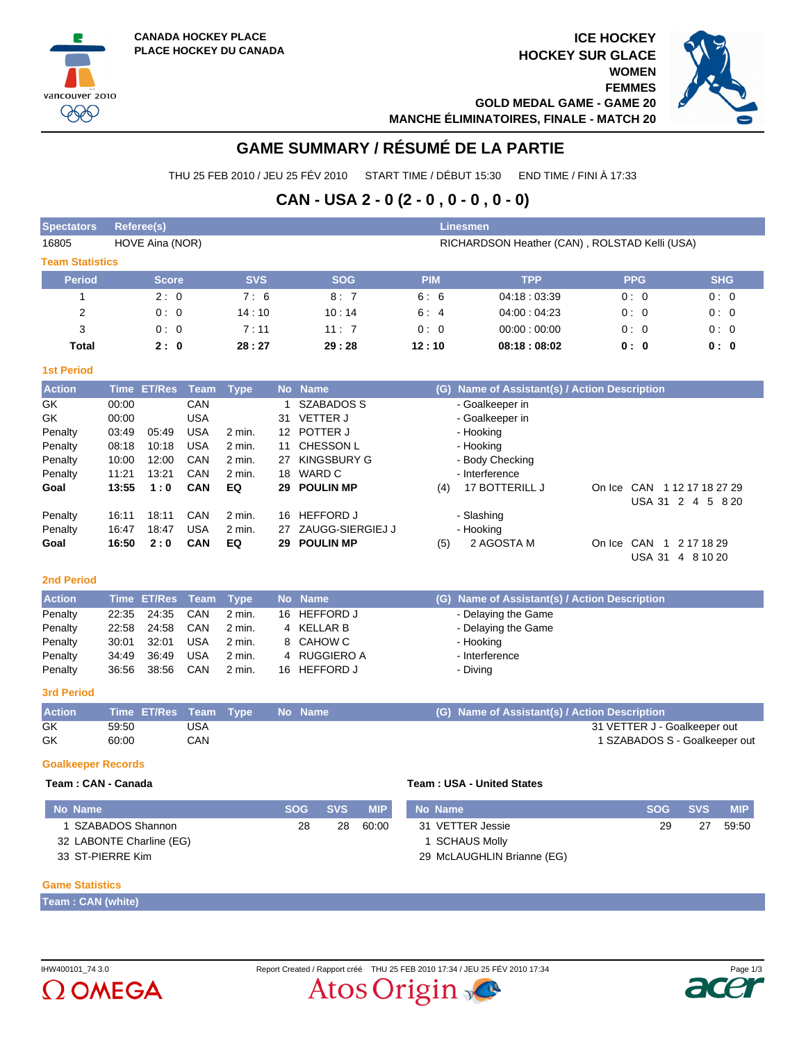CANADA HOCKEY PLACE
PLACE HOCKEY DU CANADA

ICE HOCKEY
HOCKEY SUR GLACE
WOMEN
FEMMES
GOLD MEDAL GAME - GAME 20
MANCHE ÉLIMINATOIRES, FINALE - MATCH 20

# GAME SUMMARY / RÉSUMÉ DE LA PARTIE

THU 25 FEB 2010 / JEU 25 FÉV 2010 START TIME / DÉBUT 15:30 END TIME / FINI À 17:33

## CAN - USA 2 - 0 (2 - 0 , 0 - 0 , 0 - 0)

| Spectators | Referee(s) | Linesmen |
|---|---|---|
| 16805 | HOVE Aina (NOR) | RICHARDSON Heather (CAN) , ROLSTAD Kelli (USA) |

### Team Statistics

| Period | Score | SVS | SOG | PIM | TPP | PPG | SHG |
|---|---|---|---|---|---|---|---|
| 1 | 2 : 0 | 7 : 6 | 8 : 7 | 6 : 6 | 04:18 : 03:39 | 0 : 0 | 0 : 0 |
| 2 | 0 : 0 | 14 : 10 | 10 : 14 | 6 : 4 | 04:00 : 04:23 | 0 : 0 | 0 : 0 |
| 3 | 0 : 0 | 7 : 11 | 11 : 7 | 0 : 0 | 00:00 : 00:00 | 0 : 0 | 0 : 0 |
| **Total** | **2 : 0** | **28 : 27** | **29 : 28** | **12 : 10** | **08:18 : 08:02** | **0 : 0** | **0 : 0** |

### 1st Period

| Action | Time | ET/Res | Team | Type | No | Name | (G) | Name of Assistant(s) / Action Description | |
|---|---|---|---|---|---|---|---|---|---|
| GK | 00:00 | | CAN | | 1 | SZABADOS S | | - Goalkeeper in | |
| GK | 00:00 | | USA | | 31 | VETTER J | | - Goalkeeper in | |
| Penalty | 03:49 | 05:49 | USA | 2 min. | 12 | POTTER J | | - Hooking | |
| Penalty | 08:18 | 10:18 | USA | 2 min. | 11 | CHESSON L | | - Hooking | |
| Penalty | 10:00 | 12:00 | CAN | 2 min. | 27 | KINGSBURY G | | - Body Checking | |
| Penalty | 11:21 | 13:21 | CAN | 2 min. | 18 | WARD C | | - Interference | |
| **Goal** | **13:55** | **1 : 0** | **CAN** | **EQ** | **29** | **POULIN MP** | (4) | 17 BOTTERILL J | On Ice CAN 1 12 17 18 27 29 USA 31 2 4 5 8 20 |
| Penalty | 16:11 | 18:11 | CAN | 2 min. | 16 | HEFFORD J | | - Slashing | |
| Penalty | 16:47 | 18:47 | USA | 2 min. | 27 | ZAUGG-SIERGIEJ J | | - Hooking | |
| **Goal** | **16:50** | **2 : 0** | **CAN** | **EQ** | **29** | **POULIN MP** | (5) | 2 AGOSTA M | On Ice CAN 1 2 17 18 29 USA 31 4 8 10 20 |

### 2nd Period

| Action | Time | ET/Res | Team | Type | No | Name | (G) | Name of Assistant(s) / Action Description |
|---|---|---|---|---|---|---|---|---|
| Penalty | 22:35 | 24:35 | CAN | 2 min. | 16 | HEFFORD J | | - Delaying the Game |
| Penalty | 22:58 | 24:58 | CAN | 2 min. | 4 | KELLAR B | | - Delaying the Game |
| Penalty | 30:01 | 32:01 | USA | 2 min. | 8 | CAHOW C | | - Hooking |
| Penalty | 34:49 | 36:49 | USA | 2 min. | 4 | RUGGIERO A | | - Interference |
| Penalty | 36:56 | 38:56 | CAN | 2 min. | 16 | HEFFORD J | | - Diving |

### 3rd Period

| Action | Time | ET/Res | Team | Type | No | Name | (G) | Name of Assistant(s) / Action Description |
|---|---|---|---|---|---|---|---|---|
| GK | 59:50 | | USA | | | | | 31 VETTER J - Goalkeeper out |
| GK | 60:00 | | CAN | | | | | 1 SZABADOS S - Goalkeeper out |

### Goalkeeper Records

**Team : CAN - Canada**

| No | Name | SOG | SVS | MIP |
|---|---|---|---|---|
| 1 | SZABADOS Shannon | 28 | 28 | 60:00 |
| 32 | LABONTE Charline (EG) | | | |
| 33 | ST-PIERRE Kim | | | |

**Team : USA - United States**

| No | Name | SOG | SVS | MIP |
|---|---|---|---|---|
| 31 | VETTER Jessie | 29 | 27 | 59:50 |
| 1 | SCHAUS Molly | | | |
| 29 | McLAUGHLIN Brianne (EG) | | | |

### Game Statistics

**Team : CAN (white)**

IHW400101_74 3.0 Report Created / Rapport créé THU 25 FEB 2010 17:34 / JEU 25 FÉV 2010 17:34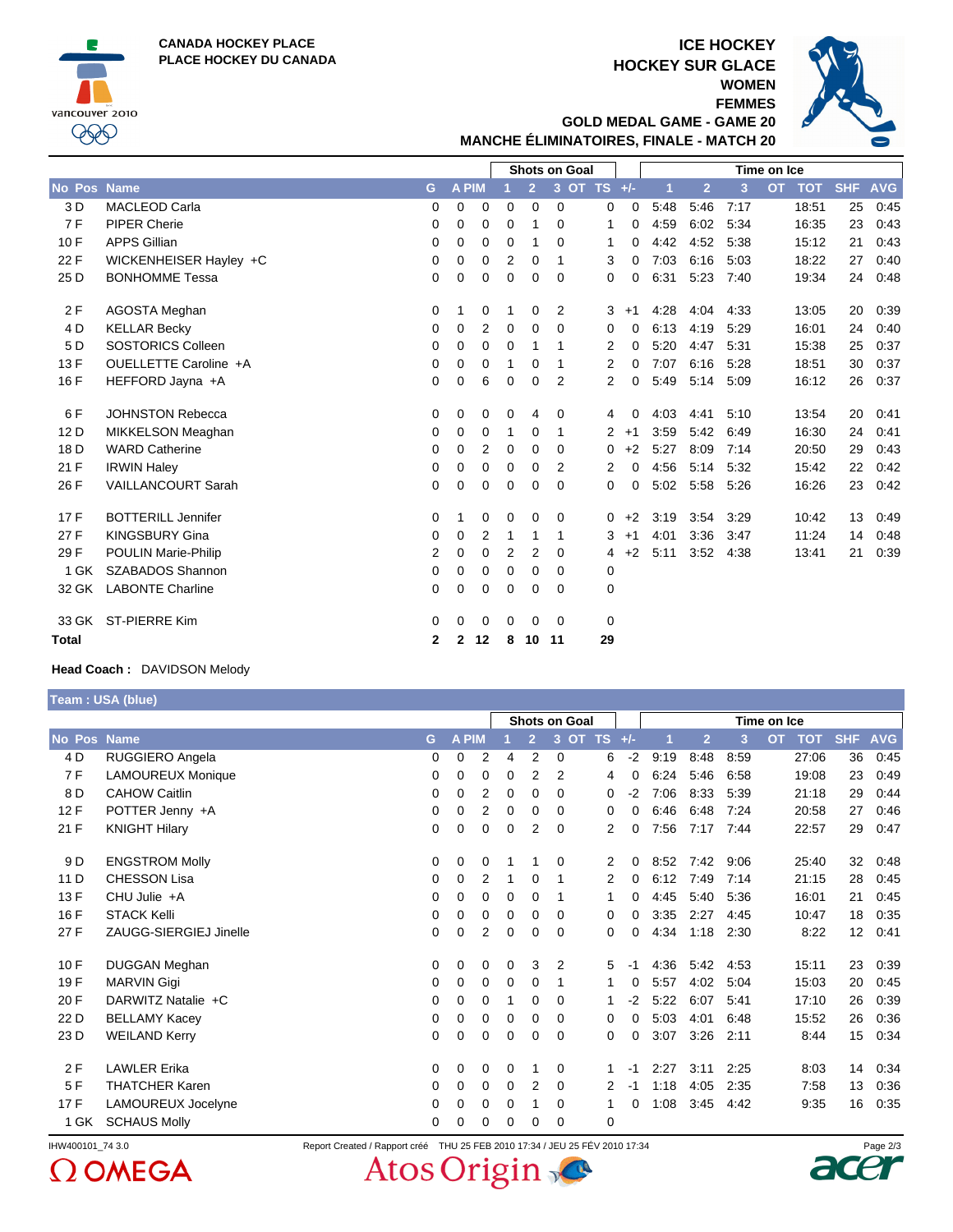CANADA HOCKEY PLACE
PLACE HOCKEY DU CANADA

# ICE HOCKEY
# HOCKEY SUR GLACE
## WOMEN
## FEMMES
## GOLD MEDAL GAME - GAME 20
## MANCHE ÉLIMINATOIRES, FINALE - MATCH 20

| No | Pos | Name | G | A | PIM | Shots on Goal 1 | 2 | 3 | OT | TS | +/- | Time on Ice 1 | 2 | 3 | OT | TOT | SHF | AVG |
|---|---|---|---|---|---|---|---|---|---|---|---|---|---|---|---|---|---|---|
| 3 | D | MACLEOD Carla | 0 | 0 | 0 | 0 | 0 | 0 | | 0 | 0 | 5:48 | 5:46 | 7:17 | | 18:51 | 25 | 0:45 |
| 7 | F | PIPER Cherie | 0 | 0 | 0 | 0 | 1 | 0 | | 1 | 0 | 4:59 | 6:02 | 5:34 | | 16:35 | 23 | 0:43 |
| 10 | F | APPS Gillian | 0 | 0 | 0 | 0 | 1 | 0 | | 1 | 0 | 4:42 | 4:52 | 5:38 | | 15:12 | 21 | 0:43 |
| 22 | F | WICKENHEISER Hayley +C | 0 | 0 | 0 | 2 | 0 | 1 | | 3 | 0 | 7:03 | 6:16 | 5:03 | | 18:22 | 27 | 0:40 |
| 25 | D | BONHOMME Tessa | 0 | 0 | 0 | 0 | 0 | 0 | | 0 | 0 | 6:31 | 5:23 | 7:40 | | 19:34 | 24 | 0:48 |
| 2 | F | AGOSTA Meghan | 0 | 1 | 0 | 1 | 0 | 2 | | 3 | +1 | 4:28 | 4:04 | 4:33 | | 13:05 | 20 | 0:39 |
| 4 | D | KELLAR Becky | 0 | 0 | 2 | 0 | 0 | 0 | | 0 | 0 | 6:13 | 4:19 | 5:29 | | 16:01 | 24 | 0:40 |
| 5 | D | SOSTORICS Colleen | 0 | 0 | 0 | 0 | 1 | 1 | | 2 | 0 | 5:20 | 4:47 | 5:31 | | 15:38 | 25 | 0:37 |
| 13 | F | OUELLETTE Caroline +A | 0 | 0 | 0 | 1 | 0 | 1 | | 2 | 0 | 7:07 | 6:16 | 5:28 | | 18:51 | 30 | 0:37 |
| 16 | F | HEFFORD Jayna +A | 0 | 0 | 6 | 0 | 0 | 2 | | 2 | 0 | 5:49 | 5:14 | 5:09 | | 16:12 | 26 | 0:37 |
| 6 | F | JOHNSTON Rebecca | 0 | 0 | 0 | 0 | 4 | 0 | | 4 | 0 | 4:03 | 4:41 | 5:10 | | 13:54 | 20 | 0:41 |
| 12 | D | MIKKELSON Meaghan | 0 | 0 | 0 | 1 | 0 | 1 | | 2 | +1 | 3:59 | 5:42 | 6:49 | | 16:30 | 24 | 0:41 |
| 18 | D | WARD Catherine | 0 | 0 | 2 | 0 | 0 | 0 | | 0 | +2 | 5:27 | 8:09 | 7:14 | | 20:50 | 29 | 0:43 |
| 21 | F | IRWIN Haley | 0 | 0 | 0 | 0 | 0 | 2 | | 2 | 0 | 4:56 | 5:14 | 5:32 | | 15:42 | 22 | 0:42 |
| 26 | F | VAILLANCOURT Sarah | 0 | 0 | 0 | 0 | 0 | 0 | | 0 | 0 | 5:02 | 5:58 | 5:26 | | 16:26 | 23 | 0:42 |
| 17 | F | BOTTERILL Jennifer | 0 | 1 | 0 | 0 | 0 | 0 | | 0 | +2 | 3:19 | 3:54 | 3:29 | | 10:42 | 13 | 0:49 |
| 27 | F | KINGSBURY Gina | 0 | 0 | 2 | 1 | 1 | 1 | | 3 | +1 | 4:01 | 3:36 | 3:47 | | 11:24 | 14 | 0:48 |
| 29 | F | POULIN Marie-Philip | 2 | 0 | 0 | 2 | 2 | 0 | | 4 | +2 | 5:11 | 3:52 | 4:38 | | 13:41 | 21 | 0:39 |
| 1 | GK | SZABADOS Shannon | 0 | 0 | 0 | 0 | 0 | 0 | | 0 | | | | | | | | |
| 32 | GK | LABONTE Charline | 0 | 0 | 0 | 0 | 0 | 0 | | 0 | | | | | | | | |
| 33 | GK | ST-PIERRE Kim | 0 | 0 | 0 | 0 | 0 | 0 | | 0 | | | | | | | | |
| **Total** | | | **2** | **2** | **12** | **8** | **10** | **11** | | **29** | | | | | | | | |

**Head Coach :** DAVIDSON Melody

**Team : USA (blue)**

| No | Pos | Name | G | A | PIM | Shots on Goal 1 | 2 | 3 | OT | TS | +/- | Time on Ice 1 | 2 | 3 | OT | TOT | SHF | AVG |
|---|---|---|---|---|---|---|---|---|---|---|---|---|---|---|---|---|---|---|
| 4 | D | RUGGIERO Angela | 0 | 0 | 2 | 4 | 2 | 0 | | 6 | -2 | 9:19 | 8:48 | 8:59 | | 27:06 | 36 | 0:45 |
| 7 | F | LAMOUREUX Monique | 0 | 0 | 0 | 0 | 2 | 2 | | 4 | 0 | 6:24 | 5:46 | 6:58 | | 19:08 | 23 | 0:49 |
| 8 | D | CAHOW Caitlin | 0 | 0 | 2 | 0 | 0 | 0 | | 0 | -2 | 7:06 | 8:33 | 5:39 | | 21:18 | 29 | 0:44 |
| 12 | F | POTTER Jenny +A | 0 | 0 | 2 | 0 | 0 | 0 | | 0 | 0 | 6:46 | 6:48 | 7:24 | | 20:58 | 27 | 0:46 |
| 21 | F | KNIGHT Hilary | 0 | 0 | 0 | 0 | 2 | 0 | | 2 | 0 | 7:56 | 7:17 | 7:44 | | 22:57 | 29 | 0:47 |
| 9 | D | ENGSTROM Molly | 0 | 0 | 0 | 1 | 1 | 0 | | 2 | 0 | 8:52 | 7:42 | 9:06 | | 25:40 | 32 | 0:48 |
| 11 | D | CHESSON Lisa | 0 | 0 | 2 | 1 | 0 | 1 | | 2 | 0 | 6:12 | 7:49 | 7:14 | | 21:15 | 28 | 0:45 |
| 13 | F | CHU Julie +A | 0 | 0 | 0 | 0 | 0 | 1 | | 1 | 0 | 4:45 | 5:40 | 5:36 | | 16:01 | 21 | 0:45 |
| 16 | F | STACK Kelli | 0 | 0 | 0 | 0 | 0 | 0 | | 0 | 0 | 3:35 | 2:27 | 4:45 | | 10:47 | 18 | 0:35 |
| 27 | F | ZAUGG-SIERGIEJ Jinelle | 0 | 0 | 2 | 0 | 0 | 0 | | 0 | 0 | 4:34 | 1:18 | 2:30 | | 8:22 | 12 | 0:41 |
| 10 | F | DUGGAN Meghan | 0 | 0 | 0 | 0 | 3 | 2 | | 5 | -1 | 4:36 | 5:42 | 4:53 | | 15:11 | 23 | 0:39 |
| 19 | F | MARVIN Gigi | 0 | 0 | 0 | 0 | 0 | 1 | | 1 | 0 | 5:57 | 4:02 | 5:04 | | 15:03 | 20 | 0:45 |
| 20 | F | DARWITZ Natalie +C | 0 | 0 | 0 | 1 | 0 | 0 | | 1 | -2 | 5:22 | 6:07 | 5:41 | | 17:10 | 26 | 0:39 |
| 22 | D | BELLAMY Kacey | 0 | 0 | 0 | 0 | 0 | 0 | | 0 | 0 | 5:03 | 4:01 | 6:48 | | 15:52 | 26 | 0:36 |
| 23 | D | WEILAND Kerry | 0 | 0 | 0 | 0 | 0 | 0 | | 0 | 0 | 3:07 | 3:26 | 2:11 | | 8:44 | 15 | 0:34 |
| 2 | F | LAWLER Erika | 0 | 0 | 0 | 0 | 1 | 0 | | 1 | -1 | 2:27 | 3:11 | 2:25 | | 8:03 | 14 | 0:34 |
| 5 | F | THATCHER Karen | 0 | 0 | 0 | 0 | 2 | 0 | | 2 | -1 | 1:18 | 4:05 | 2:35 | | 7:58 | 13 | 0:36 |
| 17 | F | LAMOUREUX Jocelyne | 0 | 0 | 0 | 0 | 1 | 0 | | 1 | 0 | 1:08 | 3:45 | 4:42 | | 9:35 | 16 | 0:35 |
| 1 | GK | SCHAUS Molly | 0 | 0 | 0 | 0 | 0 | 0 | | 0 | | | | | | | | |

IHW400101_74 3.0 Report Created / Rapport créé THU 25 FEB 2010 17:34 / JEU 25 FÉV 2010 17:34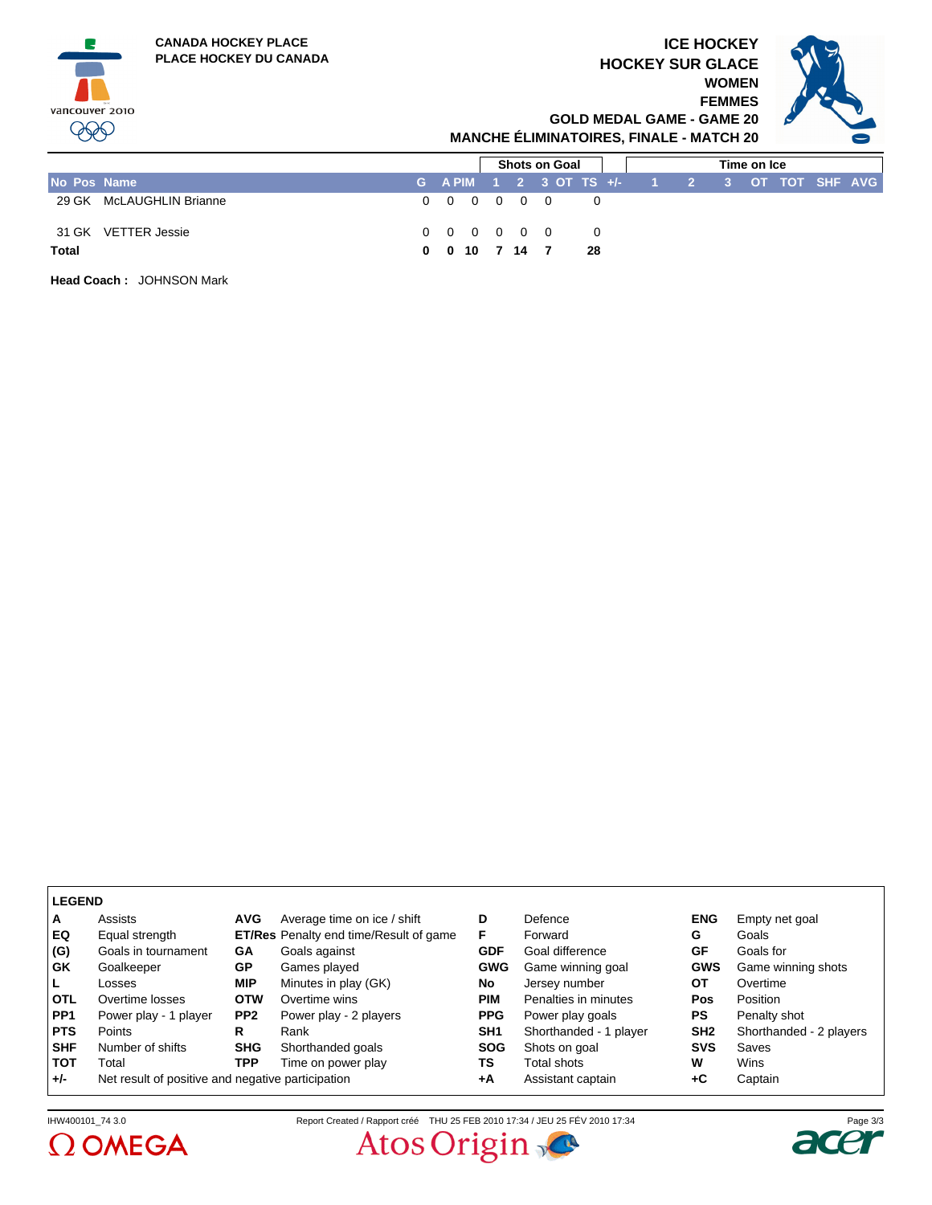CANADA HOCKEY PLACE
PLACE HOCKEY DU CANADA

# ICE HOCKEY
# HOCKEY SUR GLACE
## WOMEN
## FEMMES
### GOLD MEDAL GAME - GAME 20
### MANCHE ÉLIMINATOIRES, FINALE - MATCH 20

| | | | | | | Shots on Goal | | | | | | Time on Ice | | | | | | |
|---|---|---|---|---|---|---|---|---|---|---|---|---|---|---|---|---|---|---|
| No | Pos | Name | G | A | PIM | 1 | 2 | 3 | OT | TS | +/- | 1 | 2 | 3 | OT | TOT | SHF | AVG |
| 29 | GK | McLAUGHLIN Brianne | 0 | 0 | 0 | 0 | 0 | 0 | | 0 | | | | | | | | |
| 31 | GK | VETTER Jessie | 0 | 0 | 0 | 0 | 0 | 0 | | 0 | | | | | | | | |
| Total | | | **0** | **0** | **10** | **7** | **14** | **7** | | **28** | | | | | | | | |

**Head Coach :** JOHNSON Mark

**LEGEND**

| | | | | | | | |
|---|---|---|---|---|---|---|---|
| **A** | Assists | **AVG** | Average time on ice / shift | **D** | Defence | **ENG** | Empty net goal |
| **EQ** | Equal strength | **ET/Res** | Penalty end time/Result of game | **F** | Forward | **G** | Goals |
| **(G)** | Goals in tournament | **GA** | Goals against | **GDF** | Goal difference | **GF** | Goals for |
| **GK** | Goalkeeper | **GP** | Games played | **GWG** | Game winning goal | **GWS** | Game winning shots |
| **L** | Losses | **MIP** | Minutes in play (GK) | **No** | Jersey number | **OT** | Overtime |
| **OTL** | Overtime losses | **OTW** | Overtime wins | **PIM** | Penalties in minutes | **Pos** | Position |
| **PP1** | Power play - 1 player | **PP2** | Power play - 2 players | **PPG** | Power play goals | **PS** | Penalty shot |
| **PTS** | Points | **R** | Rank | **SH1** | Shorthanded - 1 player | **SH2** | Shorthanded - 2 players |
| **SHF** | Number of shifts | **SHG** | Shorthanded goals | **SOG** | Shots on goal | **SVS** | Saves |
| **TOT** | Total | **TPP** | Time on power play | **TS** | Total shots | **W** | Wins |
| **+/-** | Net result of positive and negative participation | | | **+A** | Assistant captain | **+C** | Captain |

IHW400101_74 3.0 Report Created / Rapport créé THU 25 FEB 2010 17:34 / JEU 25 FÉV 2010 17:34